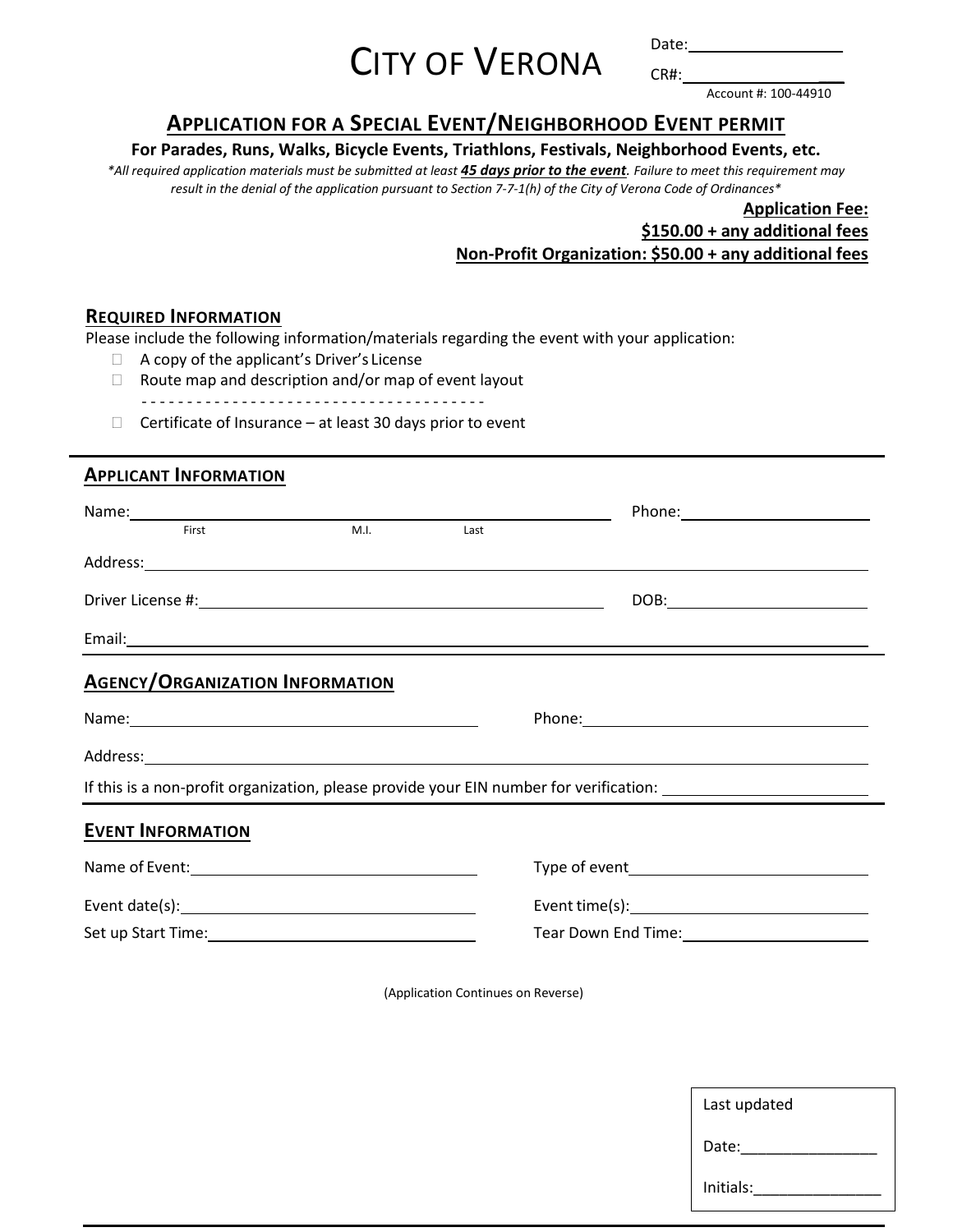# CITY OF VERONA

Date: ________________

CR#: ________________

Account #: 100-44910

## APPLICATION FOR A SPECIAL EVENT/NEIGHBORHOOD EVENT PERMIT

**For Parades, Runs, Walks, Bicycle Events, Triathlons, Festivals, Neighborhood Events, etc.**

*\*All required application materials must be submitted at least **45 days prior to the event**. Failure to meet this requirement may result in the denial of the application pursuant to Section 7-7-1(h) of the City of Verona Code of Ordinances\**

**Application Fee:**

**$150.00 + any additional fees**

**Non-Profit Organization: $50.00 + any additional fees**

### REQUIRED INFORMATION

Please include the following information/materials regarding the event with your application:

- ☐ A copy of the applicant's Driver's License
- ☐ Route map and description and/or map of event layout

- - - - - - - - - - - - - - - - - - - - - - - - - - - - - - - - - - - - -

- ☐ Certificate of Insurance – at least 30 days prior to event

### APPLICANT INFORMATION

Name: ________________ (First) ________________ (M.I.) ________________ (Last)   Phone: ________________

Address: ________________________________________________

Driver License #: ________________________________   DOB: ________________

Email: ________________________________________________

### AGENCY/ORGANIZATION INFORMATION

Name: ________________________________   Phone: ________________________________

Address: ________________________________________________

If this is a non-profit organization, please provide your EIN number for verification: ________________

### EVENT INFORMATION

Name of Event: ________________________   Type of event ________________________

Event date(s): ________________________   Event time(s): ________________________

Set up Start Time: ________________________   Tear Down End Time: ________________________

(Application Continues on Reverse)

Last updated

Date: ________________

Initials: ________________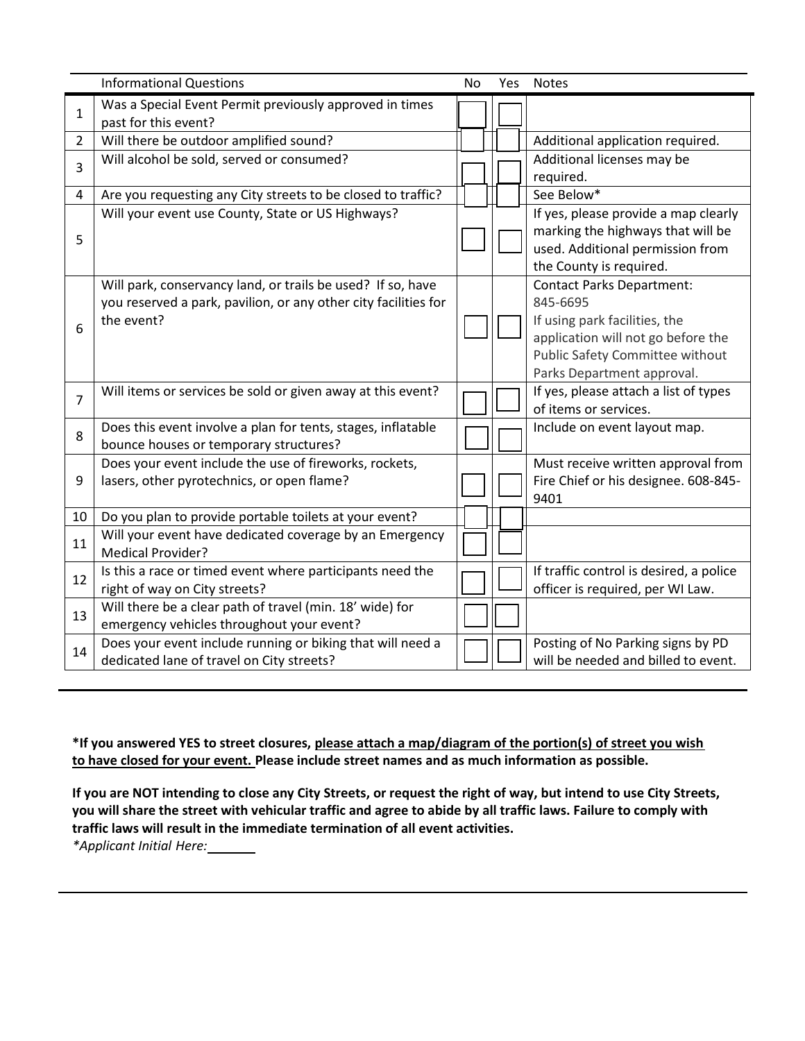| | Informational Questions | No | Yes | Notes |
|---|---|---|---|---|
| 1 | Was a Special Event Permit previously approved in times past for this event? | ☐ | ☐ | |
| 2 | Will there be outdoor amplified sound? | ☐ | ☐ | Additional application required. |
| 3 | Will alcohol be sold, served or consumed? | ☐ | ☐ | Additional licenses may be required. |
| 4 | Are you requesting any City streets to be closed to traffic? | ☐ | ☐ | See Below* |
| 5 | Will your event use County, State or US Highways? | ☐ | ☐ | If yes, please provide a map clearly marking the highways that will be used. Additional permission from the County is required. |
| 6 | Will park, conservancy land, or trails be used? If so, have you reserved a park, pavilion, or any other city facilities for the event? | ☐ | ☐ | Contact Parks Department: 845-6695<br>If using park facilities, the application will not go before the Public Safety Committee without Parks Department approval. |
| 7 | Will items or services be sold or given away at this event? | ☐ | ☐ | If yes, please attach a list of types of items or services. |
| 8 | Does this event involve a plan for tents, stages, inflatable bounce houses or temporary structures? | ☐ | ☐ | Include on event layout map. |
| 9 | Does your event include the use of fireworks, rockets, lasers, other pyrotechnics, or open flame? | ☐ | ☐ | Must receive written approval from Fire Chief or his designee. 608-845-9401 |
| 10 | Do you plan to provide portable toilets at your event? | ☐ | ☐ | |
| 11 | Will your event have dedicated coverage by an Emergency Medical Provider? | ☐ | ☐ | |
| 12 | Is this a race or timed event where participants need the right of way on City streets? | ☐ | ☐ | If traffic control is desired, a police officer is required, per WI Law. |
| 13 | Will there be a clear path of travel (min. 18' wide) for emergency vehicles throughout your event? | ☐ | ☐ | |
| 14 | Does your event include running or biking that will need a dedicated lane of travel on City streets? | ☐ | ☐ | Posting of No Parking signs by PD will be needed and billed to event. |

**\*If you answered YES to street closures, <u>please attach a map/diagram of the portion(s) of street you wish to have closed for your event.</u> Please include street names and as much information as possible.**

**If you are NOT intending to close any City Streets, or request the right of way, but intend to use City Streets, you will share the street with vehicular traffic and agree to abide by all traffic laws. Failure to comply with traffic laws will result in the immediate termination of all event activities.**

*\*Applicant Initial Here:* _______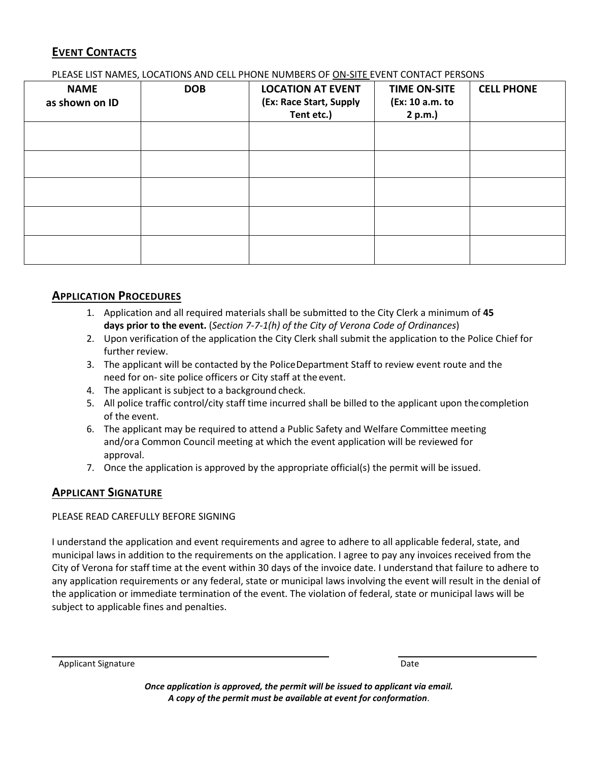## EVENT CONTACTS

PLEASE LIST NAMES, LOCATIONS AND CELL PHONE NUMBERS OF ON-SITE EVENT CONTACT PERSONS

| NAME as shown on ID | DOB | LOCATION AT EVENT (Ex: Race Start, Supply Tent etc.) | TIME ON-SITE (Ex: 10 a.m. to 2 p.m.) | CELL PHONE |
|---|---|---|---|---|
| | | | | |
| | | | | |
| | | | | |
| | | | | |
| | | | | |

## APPLICATION PROCEDURES

1. Application and all required materials shall be submitted to the City Clerk a minimum of **45 days prior to the event.** (*Section 7-7-1(h) of the City of Verona Code of Ordinances*)
2. Upon verification of the application the City Clerk shall submit the application to the Police Chief for further review.
3. The applicant will be contacted by the Police Department Staff to review event route and the need for on- site police officers or City staff at the event.
4. The applicant is subject to a background check.
5. All police traffic control/city staff time incurred shall be billed to the applicant upon the completion of the event.
6. The applicant may be required to attend a Public Safety and Welfare Committee meeting and/or a Common Council meeting at which the event application will be reviewed for approval.
7. Once the application is approved by the appropriate official(s) the permit will be issued.

## APPLICANT SIGNATURE

PLEASE READ CAREFULLY BEFORE SIGNING

I understand the application and event requirements and agree to adhere to all applicable federal, state, and municipal laws in addition to the requirements on the application. I agree to pay any invoices received from the City of Verona for staff time at the event within 30 days of the invoice date. I understand that failure to adhere to any application requirements or any federal, state or municipal laws involving the event will result in the denial of the application or immediate termination of the event. The violation of federal, state or municipal laws will be subject to applicable fines and penalties.

Applicant Signature ______________________________ Date ______________

***Once application is approved, the permit will be issued to applicant via email.***
***A copy of the permit must be available at event for conformation.***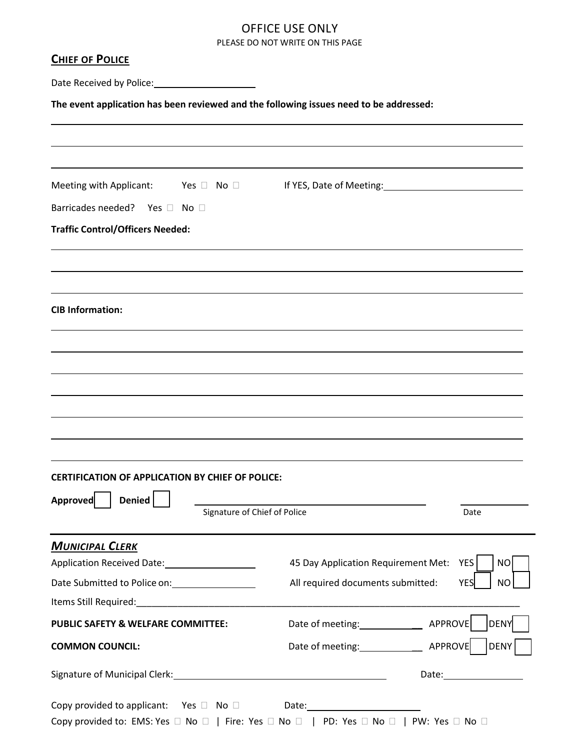OFFICE USE ONLY

PLEASE DO NOT WRITE ON THIS PAGE

## CHIEF OF POLICE

Date Received by Police: ____________________

**The event application has been reviewed and the following issues need to be addressed:**

_______________________________________________________________________________

_______________________________________________________________________________

_______________________________________________________________________________

Meeting with Applicant: Yes ☐ No ☐ If YES, Date of Meeting: ____________________

Barricades needed? Yes ☐ No ☐

**Traffic Control/Officers Needed:**

_______________________________________________________________________________

_______________________________________________________________________________

_______________________________________________________________________________

**CIB Information:**

_______________________________________________________________________________

_______________________________________________________________________________

_______________________________________________________________________________

_______________________________________________________________________________

_______________________________________________________________________________

_______________________________________________________________________________

_______________________________________________________________________________

**CERTIFICATION OF APPLICATION BY CHIEF OF POLICE:**

**Approved** ☐ **Denied** ☐ ________________________________ ____________

Signature of Chief of Police Date

## *MUNICIPAL CLERK*

Application Received Date: ________________ 45 Day Application Requirement Met: YES ☐ NO ☐

Date Submitted to Police on: ________________ All required documents submitted: YES ☐ NO ☐

Items Still Required:_______________________________________________________________

**PUBLIC SAFETY & WELFARE COMMITTEE:** Date of meeting: ______________ APPROVE ☐ DENY ☐

**COMMON COUNCIL:** Date of meeting: ______________ APPROVE ☐ DENY ☐

Signature of Municipal Clerk: ________________________________ Date: ______________

Copy provided to applicant: Yes ☐ No ☐ Date: ____________________

Copy provided to: EMS: Yes ☐ No ☐ | Fire: Yes ☐ No ☐ | PD: Yes ☐ No ☐ | PW: Yes ☐ No ☐